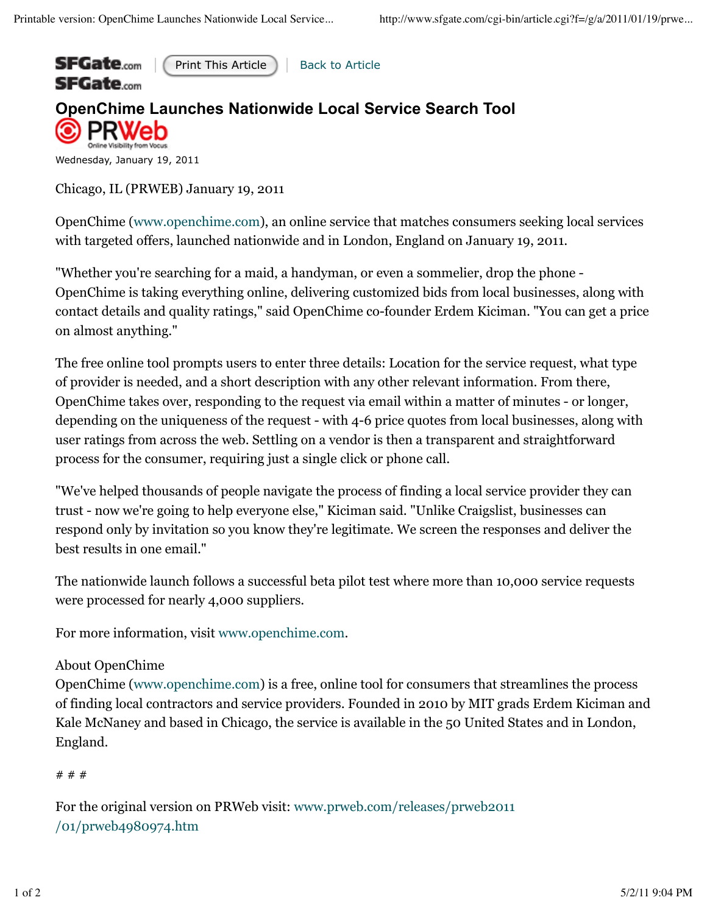# OpenChime Launches Nationwide Local Service Search Tool

Wednesday, January 19, 2011

Chicago, IL (PRWEB) January 19, 2011

OpenChime (www.openchime.com), an online service that matches consumers seeking local services with targeted offers, launched nationwide and in London, England on January 19, 2011.

"Whether you're searching for a maid, a handyman, or even a sommelier, drop the phone - OpenChime is taking everything online, delivering customized bids from local businesses, along with contact details and quality ratings," said OpenChime co-founder Erdem Kiciman. "You can get a price on almost anything."

The free online tool prompts users to enter three details: Location for the service request, what type of provider is needed, and a short description with any other relevant information. From there, OpenChime takes over, responding to the request via email within a matter of minutes - or longer, depending on the uniqueness of the request - with 4-6 price quotes from local businesses, along with user ratings from across the web. Settling on a vendor is then a transparent and straightforward process for the consumer, requiring just a single click or phone call.

"We've helped thousands of people navigate the process of finding a local service provider they can trust - now we're going to help everyone else," Kiciman said. "Unlike Craigslist, businesses can respond only by invitation so you know they're legitimate. We screen the responses and deliver the best results in one email."

The nationwide launch follows a successful beta pilot test where more than 10,000 service requests were processed for nearly 4,000 suppliers.

For more information, visit www.openchime.com.

About OpenChime
OpenChime (www.openchime.com) is a free, online tool for consumers that streamlines the process of finding local contractors and service providers. Founded in 2010 by MIT grads Erdem Kiciman and Kale McNaney and based in Chicago, the service is available in the 50 United States and in London, England.

# # #

For the original version on PRWeb visit: www.prweb.com/releases/prweb2011/01/prweb4980974.htm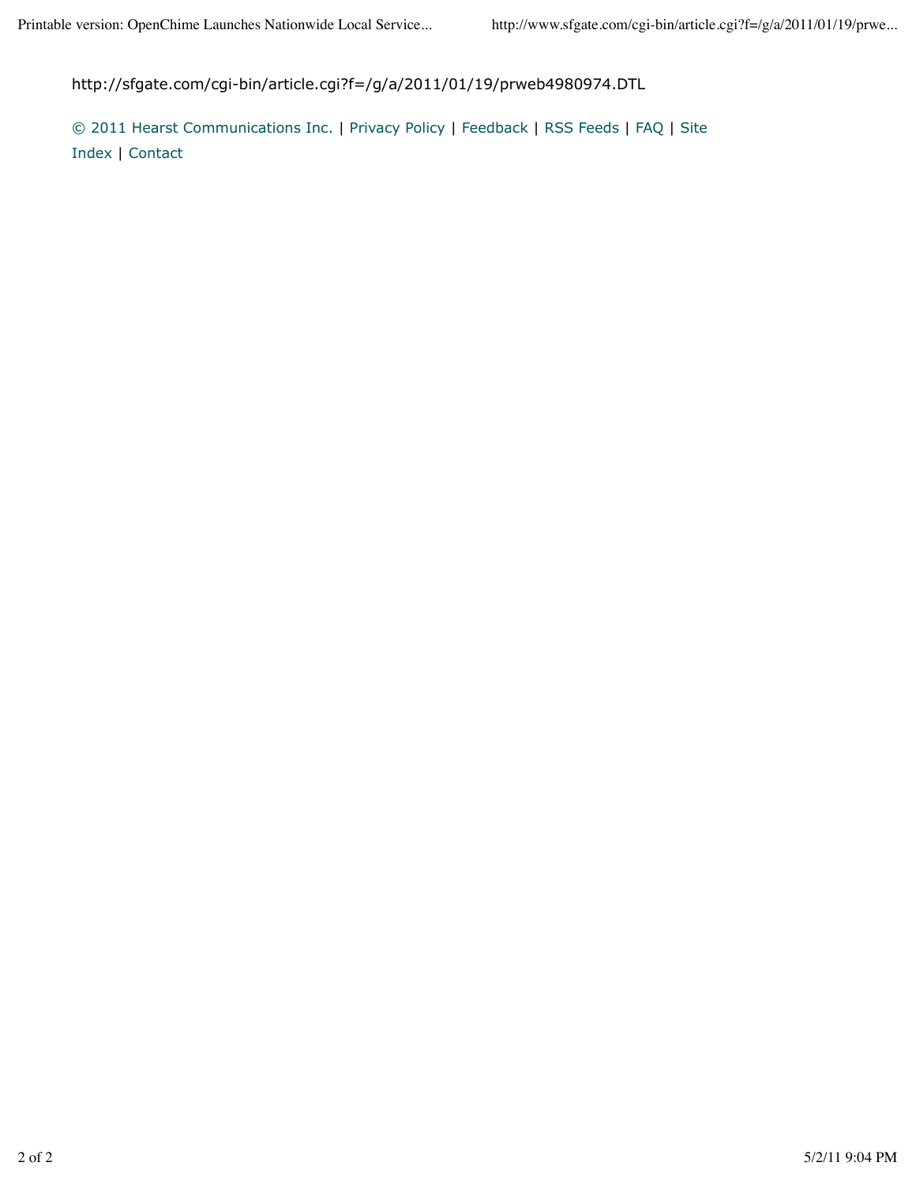http://sfgate.com/cgi-bin/article.cgi?f=/g/a/2011/01/19/prweb4980974.DTL

© 2011 Hearst Communications Inc. | Privacy Policy | Feedback | RSS Feeds | FAQ | Site Index | Contact